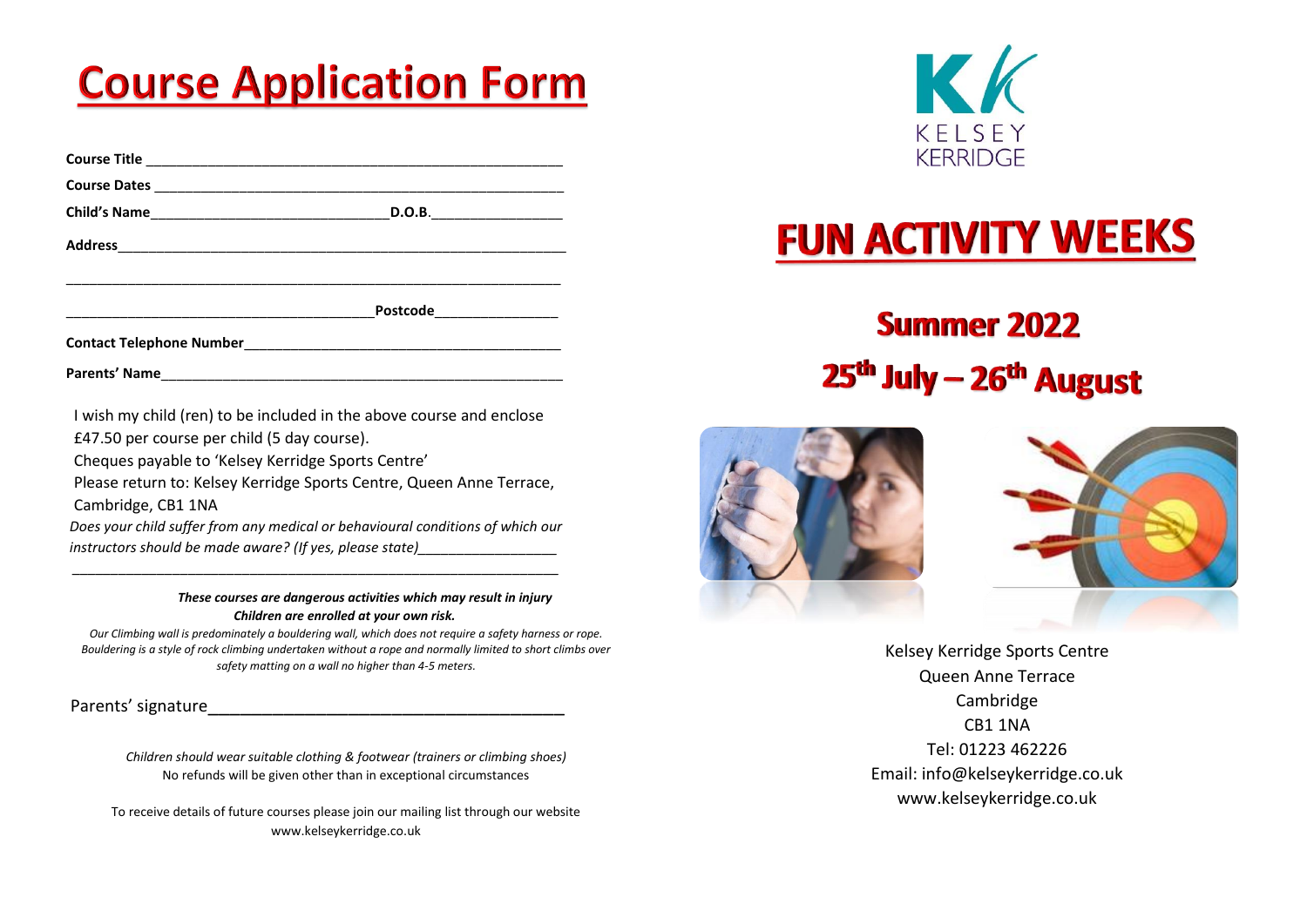# Course Application Form

**Course Title** ____________________________________________________

**Course Dates** ____________________________________________________

**Child's Name**______________________________ **D.O.B.**________________

**Address**__________________________________________________________

_______________________________________________________________

______________________________________**Postcode**________________

**Contact Telephone Number**_________________________________________

**Parents' Name**____________________________________________________

I wish my child (ren) to be included in the above course and enclose £47.50 per course per child (5 day course).

Cheques payable to 'Kelsey Kerridge Sports Centre'

Please return to: Kelsey Kerridge Sports Centre, Queen Anne Terrace, Cambridge, CB1 1NA

*Does your child suffer from any medical or behavioural conditions of which our instructors should be made aware? (If yes, please state)*_________________

_______________________________________________________________

***These courses are dangerous activities which may result in injury***
***Children are enrolled at your own risk.***

*Our Climbing wall is predominately a bouldering wall, which does not require a safety harness or rope. Bouldering is a style of rock climbing undertaken without a rope and normally limited to short climbs over safety matting on a wall no higher than 4-5 meters.*

Parents' signature______________________________________

*Children should wear suitable clothing & footwear (trainers or climbing shoes)*
No refunds will be given other than in exceptional circumstances

To receive details of future courses please join our mailing list through our website www.kelseykerridge.co.uk

KELSEY KERRIDGE

# FUN ACTIVITY WEEKS

## Summer 2022

## 25th July – 26th August

Kelsey Kerridge Sports Centre
Queen Anne Terrace
Cambridge
CB1 1NA
Tel: 01223 462226
Email: info@kelseykerridge.co.uk
www.kelseykerridge.co.uk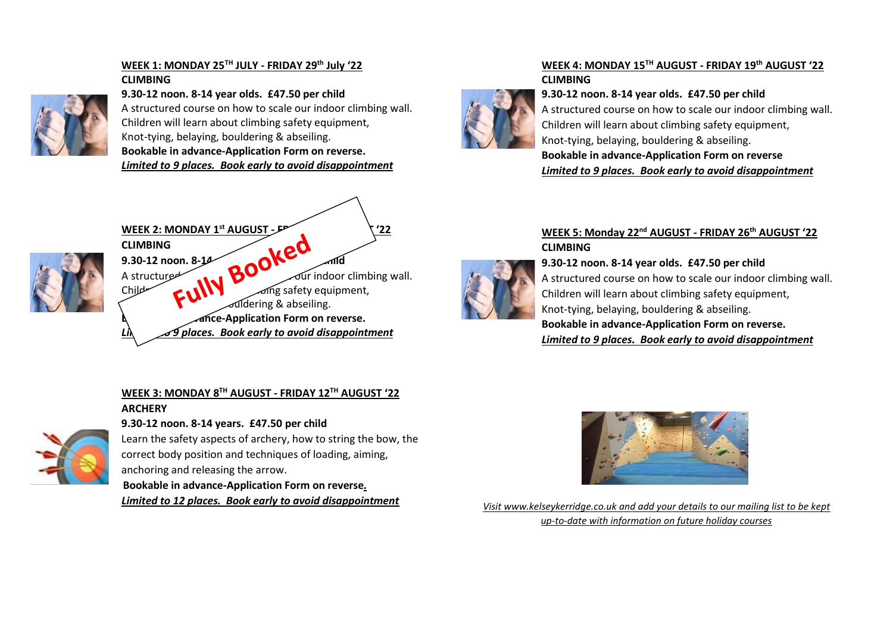**WEEK 1: MONDAY 25TH JULY - FRIDAY 29th July '22**

**CLIMBING**

**9.30-12 noon. 8-14 year olds. £47.50 per child**

A structured course on how to scale our indoor climbing wall. Children will learn about climbing safety equipment, Knot-tying, belaying, bouldering & abseiling.

**Bookable in advance-Application Form on reverse.**

***Limited to 9 places. Book early to avoid disappointment***

**WEEK 2: MONDAY 1st AUGUST - F... '22**

**Fully Booked**

**CLIMBING**

**9.30-12 noon. 8-14 ... hild**

A structured ... our indoor climbing wall. Child... ing safety equipment, ... uldering & abseiling.

**... ance-Application Form on reverse.**

***Li... 9 places. Book early to avoid disappointment***

**WEEK 3: MONDAY 8TH AUGUST - FRIDAY 12TH AUGUST '22**

**ARCHERY**

**9.30-12 noon. 8-14 years. £47.50 per child**

Learn the safety aspects of archery, how to string the bow, the correct body position and techniques of loading, aiming, anchoring and releasing the arrow.

**Bookable in advance-Application Form on reverse.**

***Limited to 12 places. Book early to avoid disappointment***

**WEEK 4: MONDAY 15TH AUGUST - FRIDAY 19th AUGUST '22**

**CLIMBING**

**9.30-12 noon. 8-14 year olds. £47.50 per child**

A structured course on how to scale our indoor climbing wall. Children will learn about climbing safety equipment, Knot-tying, belaying, bouldering & abseiling.

**Bookable in advance-Application Form on reverse**

***Limited to 9 places. Book early to avoid disappointment***

**WEEK 5: Monday 22nd AUGUST - FRIDAY 26th AUGUST '22**

**CLIMBING**

**9.30-12 noon. 8-14 year olds. £47.50 per child**

A structured course on how to scale our indoor climbing wall. Children will learn about climbing safety equipment, Knot-tying, belaying, bouldering & abseiling.

**Bookable in advance-Application Form on reverse.**

***Limited to 9 places. Book early to avoid disappointment***

*Visit www.kelseykerridge.co.uk and add your details to our mailing list to be kept up-to-date with information on future holiday courses*